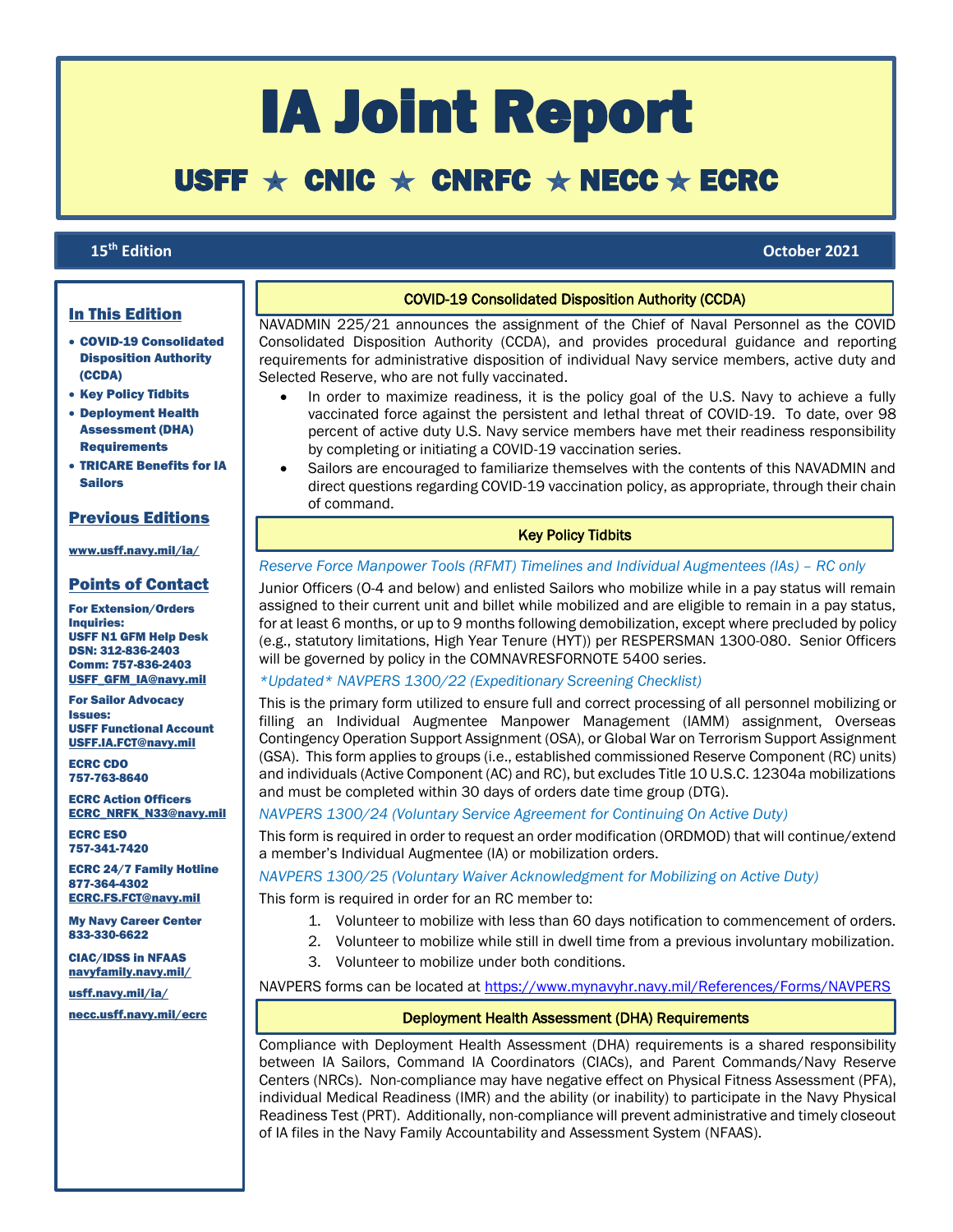# IA Joint Report

## USFF ★ CNIC ★ CNRFC ★ NECC ★ ECRC

**15th Edition** **October 2021**

### In This Edition

- **COVID-19 Consolidated Disposition Authority (CCDA)**
- **Key Policy Tidbits**
- **Deployment Health Assessment (DHA) Requirements**
- **TRICARE Benefits for IA Sailors**

### Previous Editions

**www.usff.navy.mil/ia/**

### Points of Contact

**For Extension/Orders Inquiries:**
**USFF N1 GFM Help Desk**
**DSN: 312-836-2403**
**Comm: 757-836-2403**
**USFF_GFM_IA@navy.mil**

**For Sailor Advocacy Issues:**
**USFF Functional Account**
**USFF.IA.FCT@navy.mil**

**ECRC CDO**
**757-763-8640**

**ECRC Action Officers**
**ECRC_NRFK_N33@navy.mil**

**ECRC ESO**
**757-341-7420**

**ECRC 24/7 Family Hotline**
**877-364-4302**
**ECRC.FS.FCT@navy.mil**

**My Navy Career Center**
**833-330-6622**

**CIAC/IDSS in NFAAS**
**navyfamily.navy.mil/**

**usff.navy.mil/ia/**

**necc.usff.navy.mil/ecrc**

## COVID-19 Consolidated Disposition Authority (CCDA)

NAVADMIN 225/21 announces the assignment of the Chief of Naval Personnel as the COVID Consolidated Disposition Authority (CCDA), and provides procedural guidance and reporting requirements for administrative disposition of individual Navy service members, active duty and Selected Reserve, who are not fully vaccinated.

- In order to maximize readiness, it is the policy goal of the U.S. Navy to achieve a fully vaccinated force against the persistent and lethal threat of COVID-19. To date, over 98 percent of active duty U.S. Navy service members have met their readiness responsibility by completing or initiating a COVID-19 vaccination series.
- Sailors are encouraged to familiarize themselves with the contents of this NAVADMIN and direct questions regarding COVID-19 vaccination policy, as appropriate, through their chain of command.

## Key Policy Tidbits

*Reserve Force Manpower Tools (RFMT) Timelines and Individual Augmentees (IAs) – RC only*

Junior Officers (O-4 and below) and enlisted Sailors who mobilize while in a pay status will remain assigned to their current unit and billet while mobilized and are eligible to remain in a pay status, for at least 6 months, or up to 9 months following demobilization, except where precluded by policy (e.g., statutory limitations, High Year Tenure (HYT)) per RESPERSMAN 1300-080. Senior Officers will be governed by policy in the COMNAVRESFORNOTE 5400 series.

*\*Updated\* NAVPERS 1300/22 (Expeditionary Screening Checklist)*

This is the primary form utilized to ensure full and correct processing of all personnel mobilizing or filling an Individual Augmentee Manpower Management (IAMM) assignment, Overseas Contingency Operation Support Assignment (OSA), or Global War on Terrorism Support Assignment (GSA). This form applies to groups (i.e., established commissioned Reserve Component (RC) units) and individuals (Active Component (AC) and RC), but excludes Title 10 U.S.C. 12304a mobilizations and must be completed within 30 days of orders date time group (DTG).

*NAVPERS 1300/24 (Voluntary Service Agreement for Continuing On Active Duty)*

This form is required in order to request an order modification (ORDMOD) that will continue/extend a member's Individual Augmentee (IA) or mobilization orders.

*NAVPERS 1300/25 (Voluntary Waiver Acknowledgment for Mobilizing on Active Duty)*

This form is required in order for an RC member to:

1. Volunteer to mobilize with less than 60 days notification to commencement of orders.
2. Volunteer to mobilize while still in dwell time from a previous involuntary mobilization.
3. Volunteer to mobilize under both conditions.

NAVPERS forms can be located at https://www.mynavyhr.navy.mil/References/Forms/NAVPERS

## Deployment Health Assessment (DHA) Requirements

Compliance with Deployment Health Assessment (DHA) requirements is a shared responsibility between IA Sailors, Command IA Coordinators (CIACs), and Parent Commands/Navy Reserve Centers (NRCs). Non-compliance may have negative effect on Physical Fitness Assessment (PFA), individual Medical Readiness (IMR) and the ability (or inability) to participate in the Navy Physical Readiness Test (PRT). Additionally, non-compliance will prevent administrative and timely closeout of IA files in the Navy Family Accountability and Assessment System (NFAAS).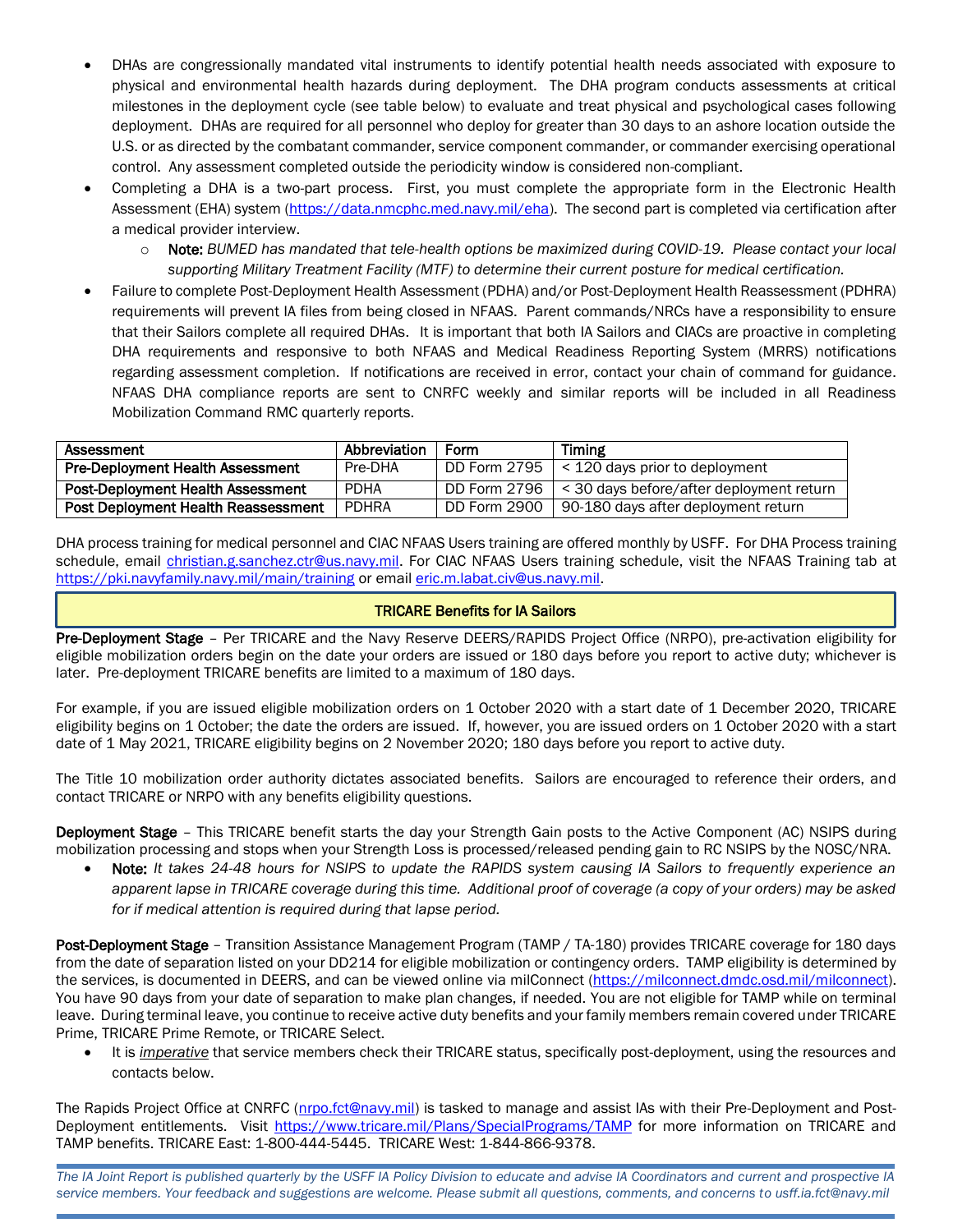- DHAs are congressionally mandated vital instruments to identify potential health needs associated with exposure to physical and environmental health hazards during deployment. The DHA program conducts assessments at critical milestones in the deployment cycle (see table below) to evaluate and treat physical and psychological cases following deployment. DHAs are required for all personnel who deploy for greater than 30 days to an ashore location outside the U.S. or as directed by the combatant commander, service component commander, or commander exercising operational control. Any assessment completed outside the periodicity window is considered non-compliant.
- Completing a DHA is a two-part process. First, you must complete the appropriate form in the Electronic Health Assessment (EHA) system (https://data.nmcphc.med.navy.mil/eha). The second part is completed via certification after a medical provider interview.
    - **Note:** *BUMED has mandated that tele-health options be maximized during COVID-19. Please contact your local supporting Military Treatment Facility (MTF) to determine their current posture for medical certification.*
- Failure to complete Post-Deployment Health Assessment (PDHA) and/or Post-Deployment Health Reassessment (PDHRA) requirements will prevent IA files from being closed in NFAAS. Parent commands/NRCs have a responsibility to ensure that their Sailors complete all required DHAs. It is important that both IA Sailors and CIACs are proactive in completing DHA requirements and responsive to both NFAAS and Medical Readiness Reporting System (MRRS) notifications regarding assessment completion. If notifications are received in error, contact your chain of command for guidance. NFAAS DHA compliance reports are sent to CNRFC weekly and similar reports will be included in all Readiness Mobilization Command RMC quarterly reports.

| Assessment | Abbreviation | Form | Timing |
|---|---|---|---|
| **Pre-Deployment Health Assessment** | Pre-DHA | DD Form 2795 | < 120 days prior to deployment |
| **Post-Deployment Health Assessment** | PDHA | DD Form 2796 | < 30 days before/after deployment return |
| **Post Deployment Health Reassessment** | PDHRA | DD Form 2900 | 90-180 days after deployment return |

DHA process training for medical personnel and CIAC NFAAS Users training are offered monthly by USFF. For DHA Process training schedule, email christian.g.sanchez.ctr@us.navy.mil. For CIAC NFAAS Users training schedule, visit the NFAAS Training tab at https://pki.navyfamily.navy.mil/main/training or email eric.m.labat.civ@us.navy.mil.

## TRICARE Benefits for IA Sailors

**Pre-Deployment Stage** – Per TRICARE and the Navy Reserve DEERS/RAPIDS Project Office (NRPO), pre-activation eligibility for eligible mobilization orders begin on the date your orders are issued or 180 days before you report to active duty; whichever is later. Pre-deployment TRICARE benefits are limited to a maximum of 180 days.

For example, if you are issued eligible mobilization orders on 1 October 2020 with a start date of 1 December 2020, TRICARE eligibility begins on 1 October; the date the orders are issued. If, however, you are issued orders on 1 October 2020 with a start date of 1 May 2021, TRICARE eligibility begins on 2 November 2020; 180 days before you report to active duty.

The Title 10 mobilization order authority dictates associated benefits. Sailors are encouraged to reference their orders, and contact TRICARE or NRPO with any benefits eligibility questions.

**Deployment Stage** – This TRICARE benefit starts the day your Strength Gain posts to the Active Component (AC) NSIPS during mobilization processing and stops when your Strength Loss is processed/released pending gain to RC NSIPS by the NOSC/NRA.

- **Note:** *It takes 24-48 hours for NSIPS to update the RAPIDS system causing IA Sailors to frequently experience an apparent lapse in TRICARE coverage during this time. Additional proof of coverage (a copy of your orders) may be asked for if medical attention is required during that lapse period.*

**Post-Deployment Stage** – Transition Assistance Management Program (TAMP / TA-180) provides TRICARE coverage for 180 days from the date of separation listed on your DD214 for eligible mobilization or contingency orders. TAMP eligibility is determined by the services, is documented in DEERS, and can be viewed online via milConnect (https://milconnect.dmdc.osd.mil/milconnect). You have 90 days from your date of separation to make plan changes, if needed. You are not eligible for TAMP while on terminal leave. During terminal leave, you continue to receive active duty benefits and your family members remain covered under TRICARE Prime, TRICARE Prime Remote, or TRICARE Select.

- It is *imperative* that service members check their TRICARE status, specifically post-deployment, using the resources and contacts below.

The Rapids Project Office at CNRFC (nrpo.fct@navy.mil) is tasked to manage and assist IAs with their Pre-Deployment and Post-Deployment entitlements. Visit https://www.tricare.mil/Plans/SpecialPrograms/TAMP for more information on TRICARE and TAMP benefits. TRICARE East: 1-800-444-5445. TRICARE West: 1-844-866-9378.

*The IA Joint Report is published quarterly by the USFF IA Policy Division to educate and advise IA Coordinators and current and prospective IA service members. Your feedback and suggestions are welcome. Please submit all questions, comments, and concerns to usff.ia.fct@navy.mil*